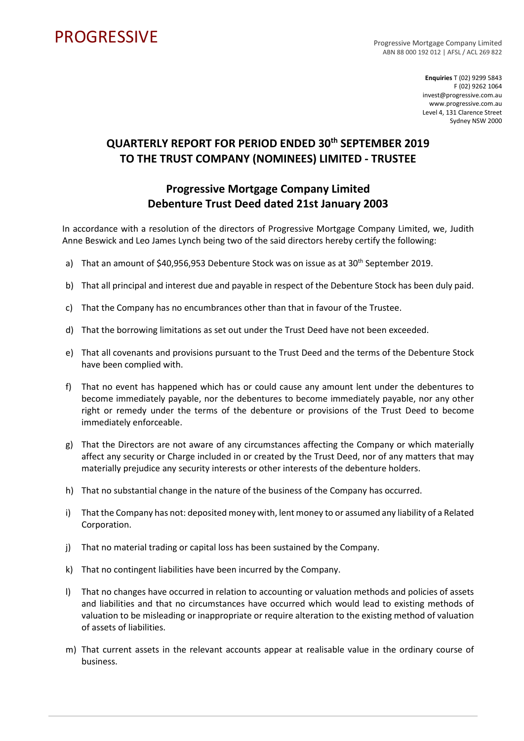PROGRESSIVE

Progressive Mortgage Company Limited
ABN 88 000 192 012 | AFSL / ACL 269 822

**Enquiries** T (02) 9299 5843
F (02) 9262 1064
invest@progressive.com.au
www.progressive.com.au
Level 4, 131 Clarence Street
Sydney NSW 2000

## QUARTERLY REPORT FOR PERIOD ENDED 30th SEPTEMBER 2019 TO THE TRUST COMPANY (NOMINEES) LIMITED - TRUSTEE

## Progressive Mortgage Company Limited Debenture Trust Deed dated 21st January 2003

In accordance with a resolution of the directors of Progressive Mortgage Company Limited, we, Judith Anne Beswick and Leo James Lynch being two of the said directors hereby certify the following:

a) That an amount of $40,956,953 Debenture Stock was on issue as at 30th September 2019.

b) That all principal and interest due and payable in respect of the Debenture Stock has been duly paid.

c) That the Company has no encumbrances other than that in favour of the Trustee.

d) That the borrowing limitations as set out under the Trust Deed have not been exceeded.

e) That all covenants and provisions pursuant to the Trust Deed and the terms of the Debenture Stock have been complied with.

f) That no event has happened which has or could cause any amount lent under the debentures to become immediately payable, nor the debentures to become immediately payable, nor any other right or remedy under the terms of the debenture or provisions of the Trust Deed to become immediately enforceable.

g) That the Directors are not aware of any circumstances affecting the Company or which materially affect any security or Charge included in or created by the Trust Deed, nor of any matters that may materially prejudice any security interests or other interests of the debenture holders.

h) That no substantial change in the nature of the business of the Company has occurred.

i) That the Company has not: deposited money with, lent money to or assumed any liability of a Related Corporation.

j) That no material trading or capital loss has been sustained by the Company.

k) That no contingent liabilities have been incurred by the Company.

l) That no changes have occurred in relation to accounting or valuation methods and policies of assets and liabilities and that no circumstances have occurred which would lead to existing methods of valuation to be misleading or inappropriate or require alteration to the existing method of valuation of assets of liabilities.

m) That current assets in the relevant accounts appear at realisable value in the ordinary course of business.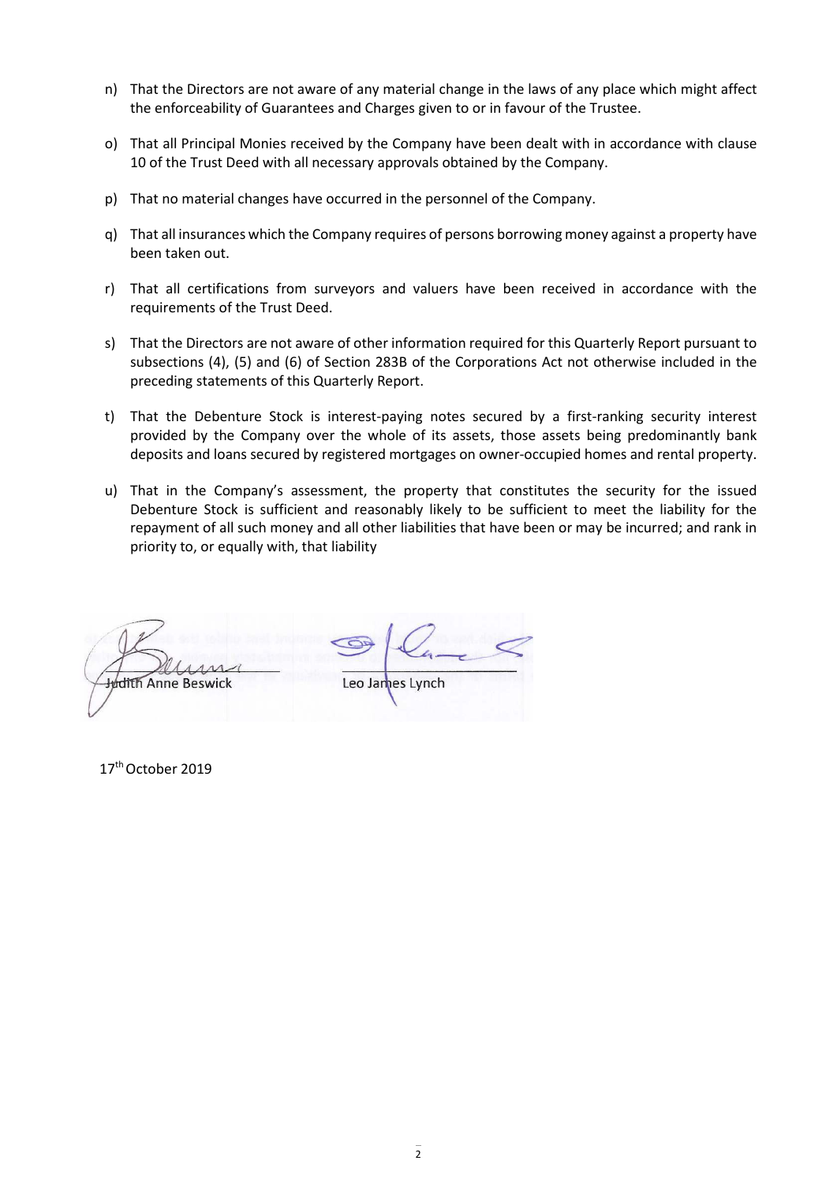n) That the Directors are not aware of any material change in the laws of any place which might affect the enforceability of Guarantees and Charges given to or in favour of the Trustee.

o) That all Principal Monies received by the Company have been dealt with in accordance with clause 10 of the Trust Deed with all necessary approvals obtained by the Company.

p) That no material changes have occurred in the personnel of the Company.

q) That all insurances which the Company requires of persons borrowing money against a property have been taken out.

r) That all certifications from surveyors and valuers have been received in accordance with the requirements of the Trust Deed.

s) That the Directors are not aware of other information required for this Quarterly Report pursuant to subsections (4), (5) and (6) of Section 283B of the Corporations Act not otherwise included in the preceding statements of this Quarterly Report.

t) That the Debenture Stock is interest-paying notes secured by a first-ranking security interest provided by the Company over the whole of its assets, those assets being predominantly bank deposits and loans secured by registered mortgages on owner-occupied homes and rental property.

u) That in the Company's assessment, the property that constitutes the security for the issued Debenture Stock is sufficient and reasonably likely to be sufficient to meet the liability for the repayment of all such money and all other liabilities that have been or may be incurred; and rank in priority to, or equally with, that liability

Judith Anne Beswick

Leo James Lynch

17th October 2019